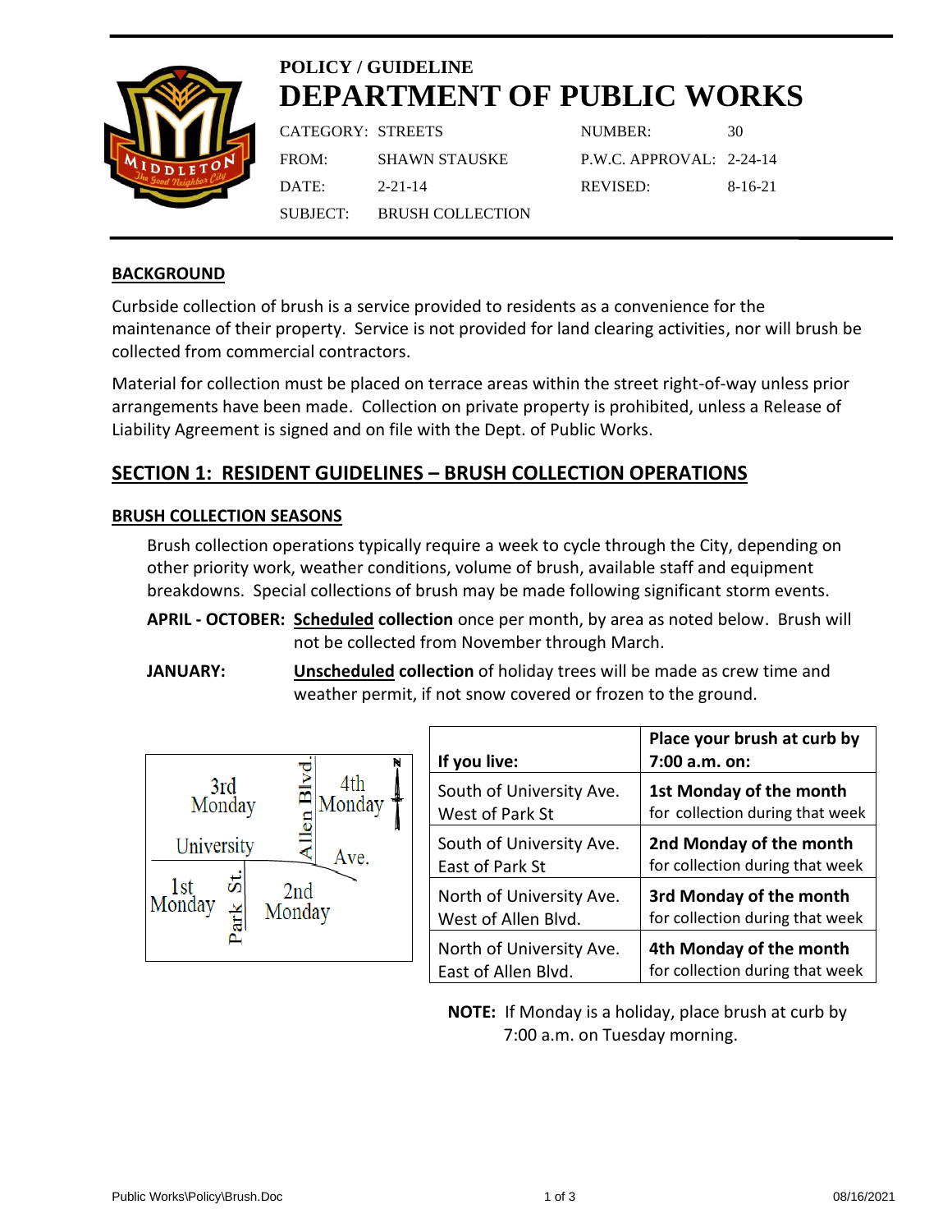## POLICY / GUIDELINE
# DEPARTMENT OF PUBLIC WORKS

| | | | |
|---|---|---|---|
| CATEGORY: | STREETS | NUMBER: | 30 |
| FROM: | SHAWN STAUSKE | P.W.C. APPROVAL: | 2-24-14 |
| DATE: | 2-21-14 | REVISED: | 8-16-21 |
| SUBJECT: | BRUSH COLLECTION | | |

### BACKGROUND

Curbside collection of brush is a service provided to residents as a convenience for the maintenance of their property. Service is not provided for land clearing activities, nor will brush be collected from commercial contractors.

Material for collection must be placed on terrace areas within the street right-of-way unless prior arrangements have been made. Collection on private property is prohibited, unless a Release of Liability Agreement is signed and on file with the Dept. of Public Works.

## SECTION 1: RESIDENT GUIDELINES – BRUSH COLLECTION OPERATIONS

### BRUSH COLLECTION SEASONS

Brush collection operations typically require a week to cycle through the City, depending on other priority work, weather conditions, volume of brush, available staff and equipment breakdowns. Special collections of brush may be made following significant storm events.

**APRIL - OCTOBER:** **Scheduled collection** once per month, by area as noted below. Brush will not be collected from November through March.

**JANUARY:** **Unscheduled collection** of holiday trees will be made as crew time and weather permit, if not snow covered or frozen to the ground.

| If you live: | Place your brush at curb by 7:00 a.m. on: |
|---|---|
| South of University Ave. West of Park St | **1st Monday of the month** for collection during that week |
| South of University Ave. East of Park St | **2nd Monday of the month** for collection during that week |
| North of University Ave. West of Allen Blvd. | **3rd Monday of the month** for collection during that week |
| North of University Ave. East of Allen Blvd. | **4th Monday of the month** for collection during that week |

**NOTE:** If Monday is a holiday, place brush at curb by 7:00 a.m. on Tuesday morning.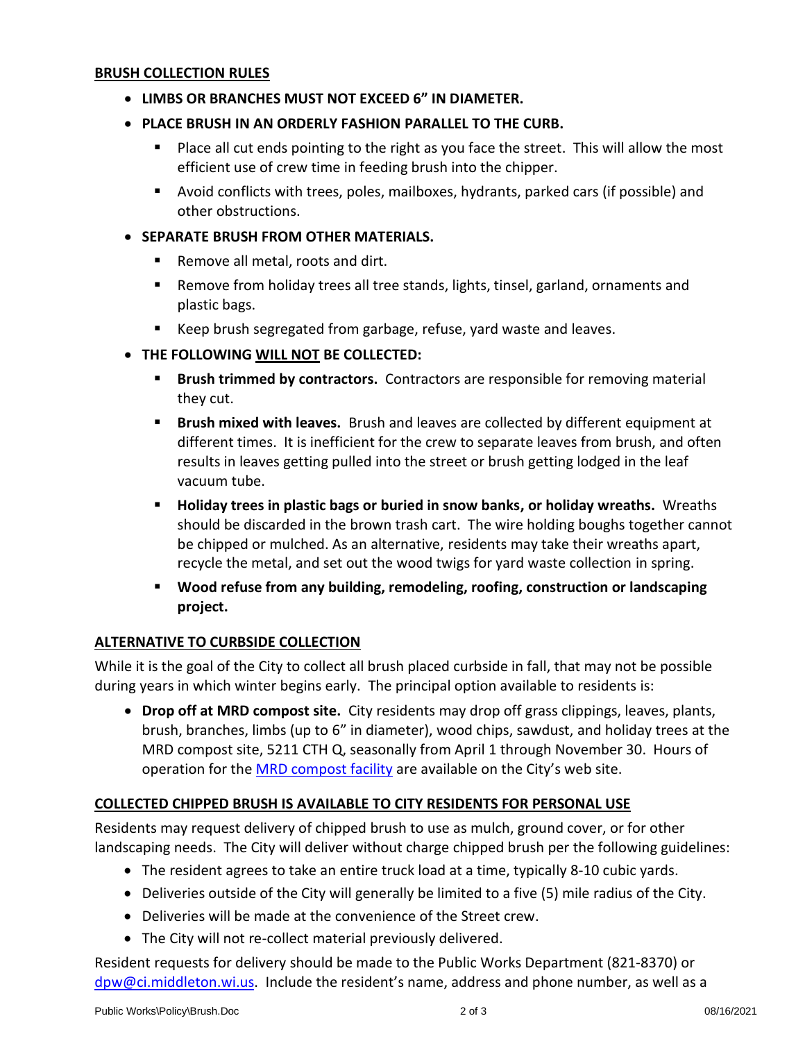## BRUSH COLLECTION RULES

- **LIMBS OR BRANCHES MUST NOT EXCEED 6" IN DIAMETER.**
- **PLACE BRUSH IN AN ORDERLY FASHION PARALLEL TO THE CURB.**
  - Place all cut ends pointing to the right as you face the street. This will allow the most efficient use of crew time in feeding brush into the chipper.
  - Avoid conflicts with trees, poles, mailboxes, hydrants, parked cars (if possible) and other obstructions.
- **SEPARATE BRUSH FROM OTHER MATERIALS.**
  - Remove all metal, roots and dirt.
  - Remove from holiday trees all tree stands, lights, tinsel, garland, ornaments and plastic bags.
  - Keep brush segregated from garbage, refuse, yard waste and leaves.
- **THE FOLLOWING WILL NOT BE COLLECTED:**
  - **Brush trimmed by contractors.** Contractors are responsible for removing material they cut.
  - **Brush mixed with leaves.** Brush and leaves are collected by different equipment at different times. It is inefficient for the crew to separate leaves from brush, and often results in leaves getting pulled into the street or brush getting lodged in the leaf vacuum tube.
  - **Holiday trees in plastic bags or buried in snow banks, or holiday wreaths.** Wreaths should be discarded in the brown trash cart. The wire holding boughs together cannot be chipped or mulched. As an alternative, residents may take their wreaths apart, recycle the metal, and set out the wood twigs for yard waste collection in spring.
  - **Wood refuse from any building, remodeling, roofing, construction or landscaping project.**

## ALTERNATIVE TO CURBSIDE COLLECTION

While it is the goal of the City to collect all brush placed curbside in fall, that may not be possible during years in which winter begins early. The principal option available to residents is:

- **Drop off at MRD compost site.** City residents may drop off grass clippings, leaves, plants, brush, branches, limbs (up to 6" in diameter), wood chips, sawdust, and holiday trees at the MRD compost site, 5211 CTH Q, seasonally from April 1 through November 30. Hours of operation for the MRD compost facility are available on the City's web site.

## COLLECTED CHIPPED BRUSH IS AVAILABLE TO CITY RESIDENTS FOR PERSONAL USE

Residents may request delivery of chipped brush to use as mulch, ground cover, or for other landscaping needs. The City will deliver without charge chipped brush per the following guidelines:

- The resident agrees to take an entire truck load at a time, typically 8-10 cubic yards.
- Deliveries outside of the City will generally be limited to a five (5) mile radius of the City.
- Deliveries will be made at the convenience of the Street crew.
- The City will not re-collect material previously delivered.

Resident requests for delivery should be made to the Public Works Department (821-8370) or dpw@ci.middleton.wi.us. Include the resident's name, address and phone number, as well as a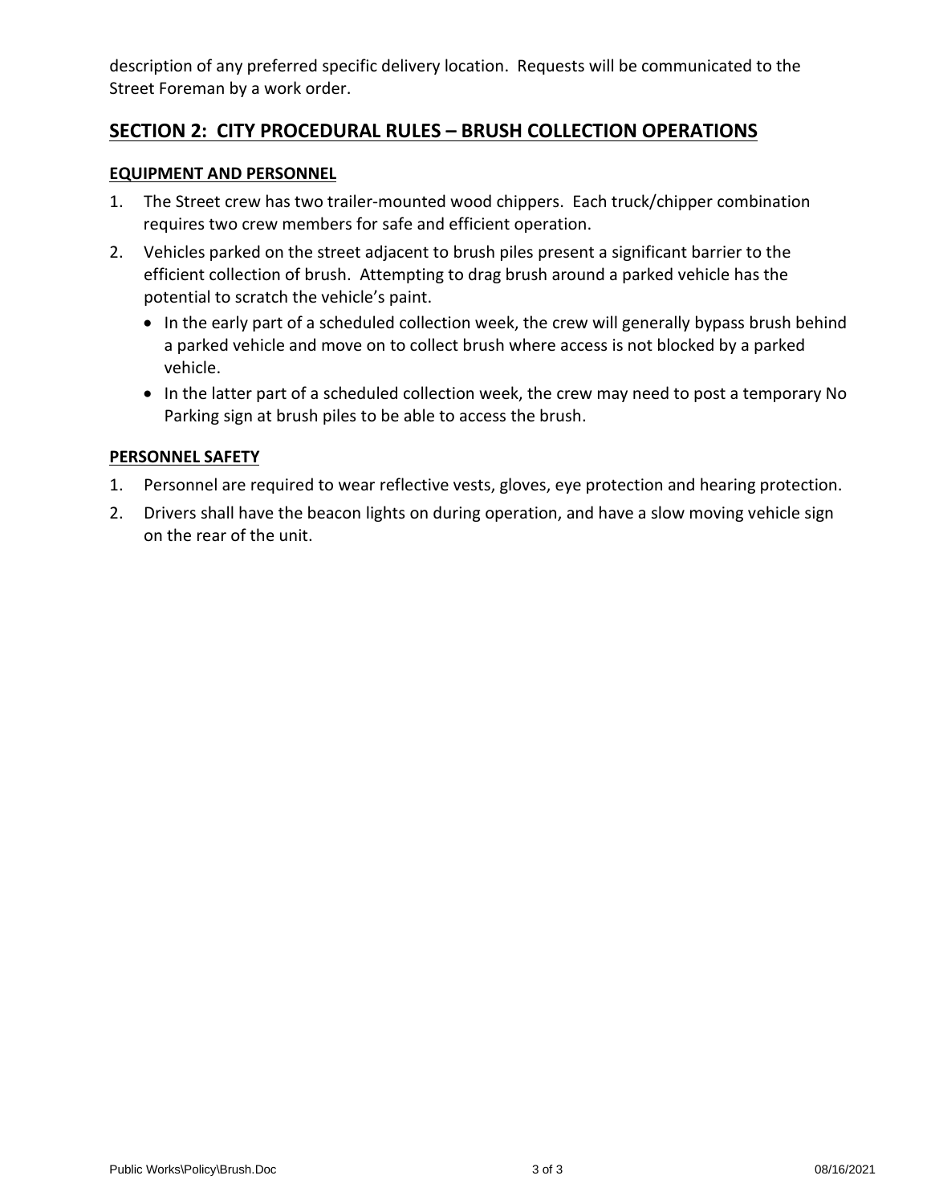description of any preferred specific delivery location. Requests will be communicated to the Street Foreman by a work order.

## SECTION 2: CITY PROCEDURAL RULES – BRUSH COLLECTION OPERATIONS

### EQUIPMENT AND PERSONNEL

1. The Street crew has two trailer-mounted wood chippers. Each truck/chipper combination requires two crew members for safe and efficient operation.
2. Vehicles parked on the street adjacent to brush piles present a significant barrier to the efficient collection of brush. Attempting to drag brush around a parked vehicle has the potential to scratch the vehicle's paint.
   - In the early part of a scheduled collection week, the crew will generally bypass brush behind a parked vehicle and move on to collect brush where access is not blocked by a parked vehicle.
   - In the latter part of a scheduled collection week, the crew may need to post a temporary No Parking sign at brush piles to be able to access the brush.

### PERSONNEL SAFETY

1. Personnel are required to wear reflective vests, gloves, eye protection and hearing protection.
2. Drivers shall have the beacon lights on during operation, and have a slow moving vehicle sign on the rear of the unit.